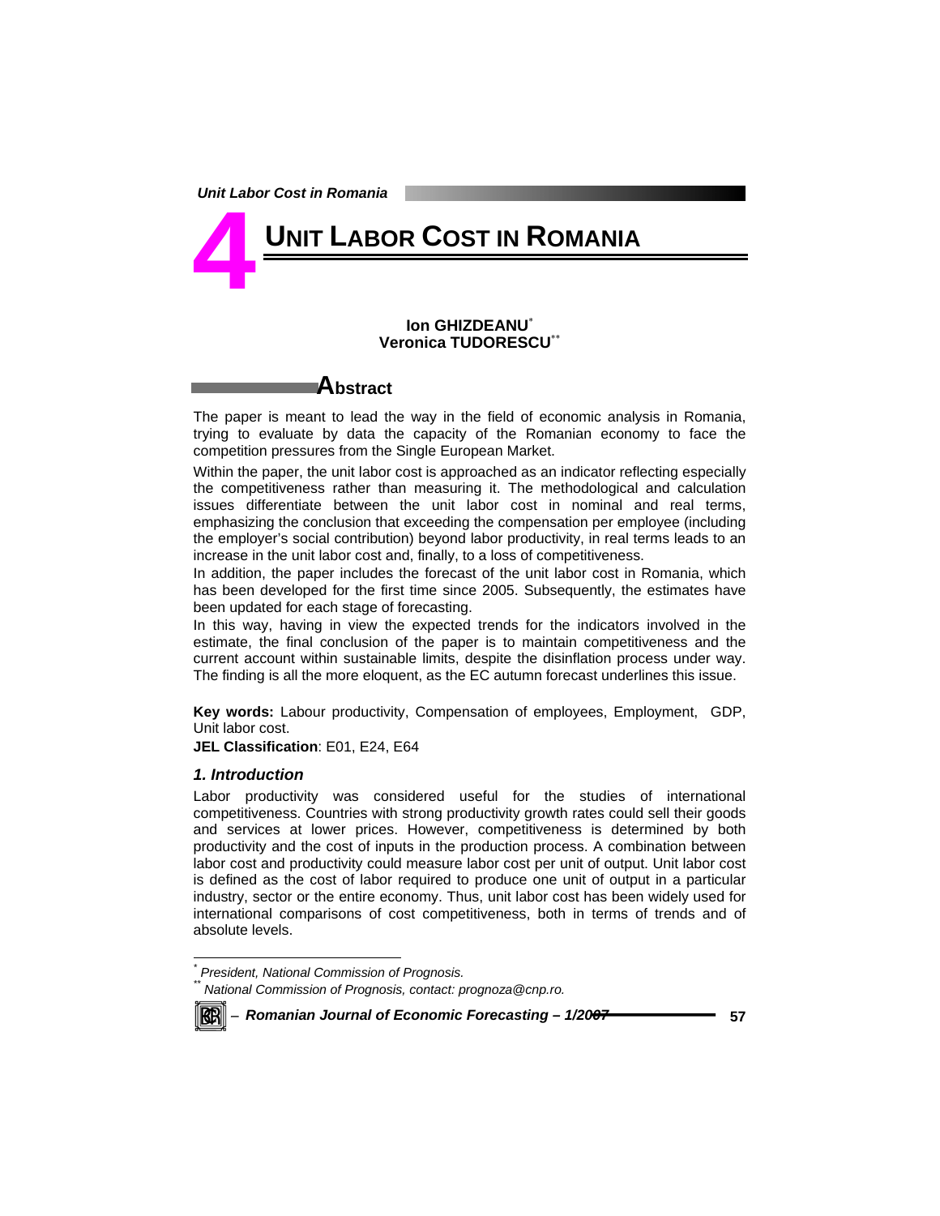# 4 UNIT LABOR COST IN ROMANIA

**Ion GHIZDEANU**[*]
**Veronica TUDORESCU**[**]

## Abstract

The paper is meant to lead the way in the field of economic analysis in Romania, trying to evaluate by data the capacity of the Romanian economy to face the competition pressures from the Single European Market.

Within the paper, the unit labor cost is approached as an indicator reflecting especially the competitiveness rather than measuring it. The methodological and calculation issues differentiate between the unit labor cost in nominal and real terms, emphasizing the conclusion that exceeding the compensation per employee (including the employer's social contribution) beyond labor productivity, in real terms leads to an increase in the unit labor cost and, finally, to a loss of competitiveness.

In addition, the paper includes the forecast of the unit labor cost in Romania, which has been developed for the first time since 2005. Subsequently, the estimates have been updated for each stage of forecasting.

In this way, having in view the expected trends for the indicators involved in the estimate, the final conclusion of the paper is to maintain competitiveness and the current account within sustainable limits, despite the disinflation process under way. The finding is all the more eloquent, as the EC autumn forecast underlines this issue.

**Key words:** Labour productivity, Compensation of employees, Employment, GDP, Unit labor cost.

**JEL Classification**: E01, E24, E64

### *1. Introduction*

Labor productivity was considered useful for the studies of international competitiveness. Countries with strong productivity growth rates could sell their goods and services at lower prices. However, competitiveness is determined by both productivity and the cost of inputs in the production process. A combination between labor cost and productivity could measure labor cost per unit of output. Unit labor cost is defined as the cost of labor required to produce one unit of output in a particular industry, sector or the entire economy. Thus, unit labor cost has been widely used for international comparisons of cost competitiveness, both in terms of trends and of absolute levels.

---

[*] *President, National Commission of Prognosis.*

[**] *National Commission of Prognosis, contact: prognoza@cnp.ro.*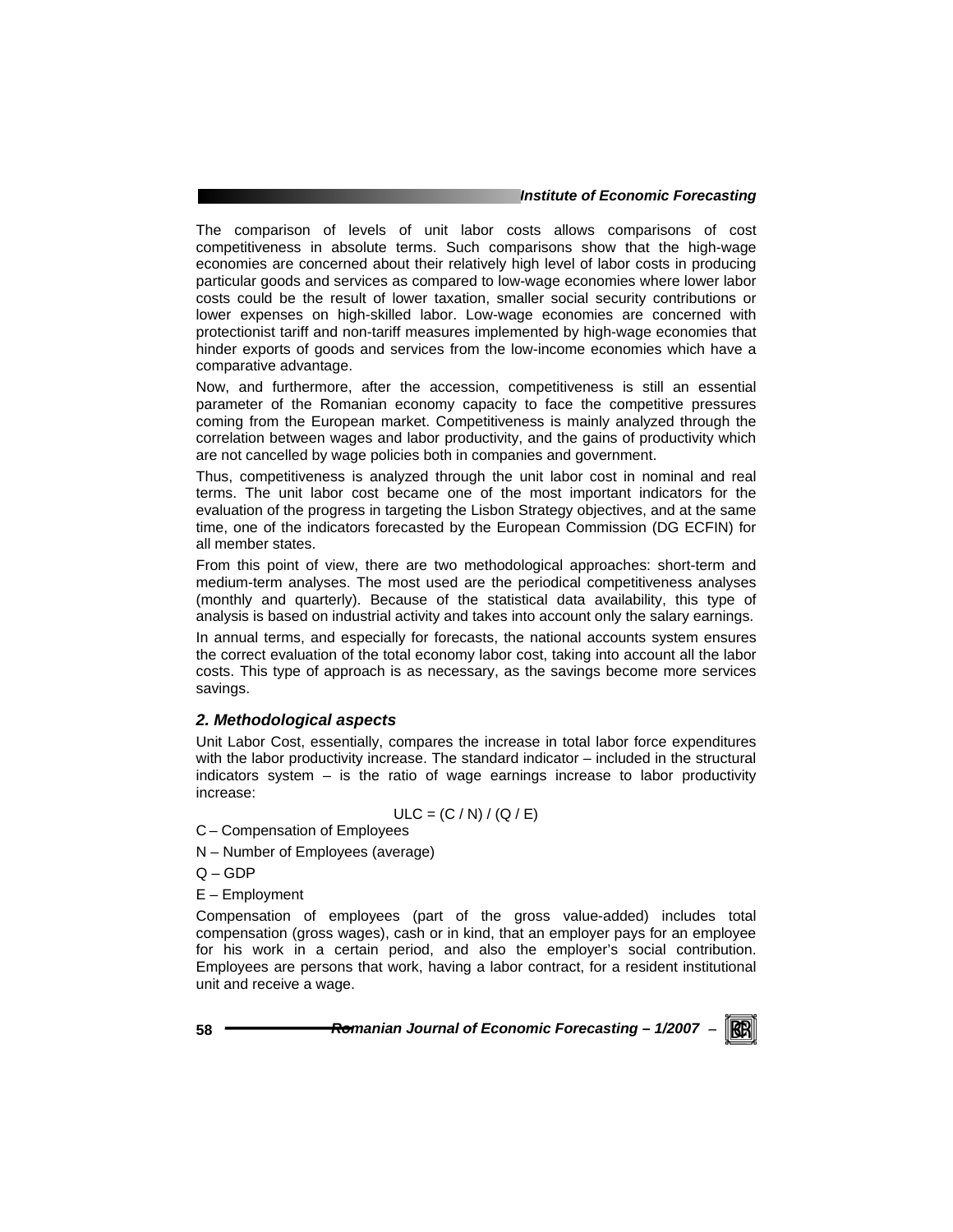The comparison of levels of unit labor costs allows comparisons of cost competitiveness in absolute terms. Such comparisons show that the high-wage economies are concerned about their relatively high level of labor costs in producing particular goods and services as compared to low-wage economies where lower labor costs could be the result of lower taxation, smaller social security contributions or lower expenses on high-skilled labor. Low-wage economies are concerned with protectionist tariff and non-tariff measures implemented by high-wage economies that hinder exports of goods and services from the low-income economies which have a comparative advantage.

Now, and furthermore, after the accession, competitiveness is still an essential parameter of the Romanian economy capacity to face the competitive pressures coming from the European market. Competitiveness is mainly analyzed through the correlation between wages and labor productivity, and the gains of productivity which are not cancelled by wage policies both in companies and government.

Thus, competitiveness is analyzed through the unit labor cost in nominal and real terms. The unit labor cost became one of the most important indicators for the evaluation of the progress in targeting the Lisbon Strategy objectives, and at the same time, one of the indicators forecasted by the European Commission (DG ECFIN) for all member states.

From this point of view, there are two methodological approaches: short-term and medium-term analyses. The most used are the periodical competitiveness analyses (monthly and quarterly). Because of the statistical data availability, this type of analysis is based on industrial activity and takes into account only the salary earnings.

In annual terms, and especially for forecasts, the national accounts system ensures the correct evaluation of the total economy labor cost, taking into account all the labor costs. This type of approach is as necessary, as the savings become more services savings.

## *2. Methodological aspects*

Unit Labor Cost, essentially, compares the increase in total labor force expenditures with the labor productivity increase. The standard indicator – included in the structural indicators system – is the ratio of wage earnings increase to labor productivity increase:

$$ULC = (C / N) / (Q / E)$$

C – Compensation of Employees

N – Number of Employees (average)

Q – GDP

E – Employment

Compensation of employees (part of the gross value-added) includes total compensation (gross wages), cash or in kind, that an employer pays for an employee for his work in a certain period, and also the employer's social contribution. Employees are persons that work, having a labor contract, for a resident institutional unit and receive a wage.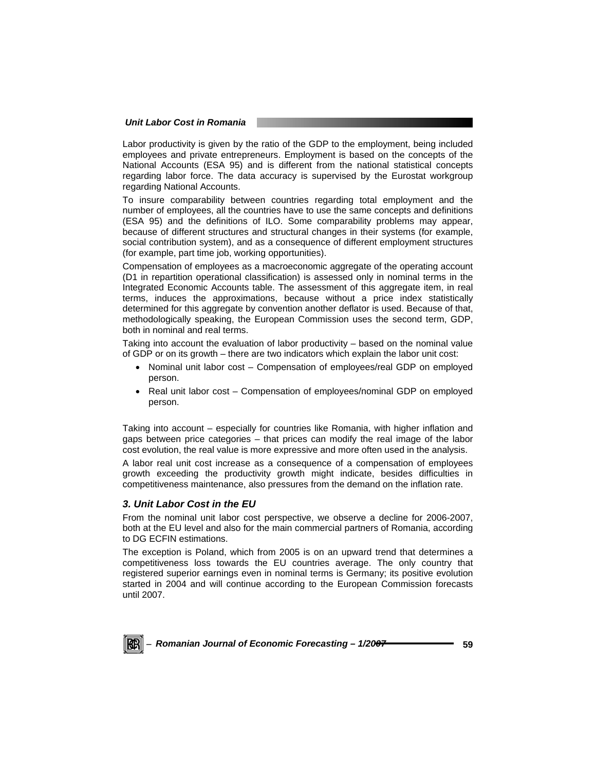Labor productivity is given by the ratio of the GDP to the employment, being included employees and private entrepreneurs. Employment is based on the concepts of the National Accounts (ESA 95) and is different from the national statistical concepts regarding labor force. The data accuracy is supervised by the Eurostat workgroup regarding National Accounts.

To insure comparability between countries regarding total employment and the number of employees, all the countries have to use the same concepts and definitions (ESA 95) and the definitions of ILO. Some comparability problems may appear, because of different structures and structural changes in their systems (for example, social contribution system), and as a consequence of different employment structures (for example, part time job, working opportunities).

Compensation of employees as a macroeconomic aggregate of the operating account (D1 in repartition operational classification) is assessed only in nominal terms in the Integrated Economic Accounts table. The assessment of this aggregate item, in real terms, induces the approximations, because without a price index statistically determined for this aggregate by convention another deflator is used. Because of that, methodologically speaking, the European Commission uses the second term, GDP, both in nominal and real terms.

Taking into account the evaluation of labor productivity – based on the nominal value of GDP or on its growth – there are two indicators which explain the labor unit cost:

- Nominal unit labor cost – Compensation of employees/real GDP on employed person.
- Real unit labor cost – Compensation of employees/nominal GDP on employed person.

Taking into account – especially for countries like Romania, with higher inflation and gaps between price categories – that prices can modify the real image of the labor cost evolution, the real value is more expressive and more often used in the analysis.

A labor real unit cost increase as a consequence of a compensation of employees growth exceeding the productivity growth might indicate, besides difficulties in competitiveness maintenance, also pressures from the demand on the inflation rate.

## *3. Unit Labor Cost in the EU*

From the nominal unit labor cost perspective, we observe a decline for 2006-2007, both at the EU level and also for the main commercial partners of Romania, according to DG ECFIN estimations.

The exception is Poland, which from 2005 is on an upward trend that determines a competitiveness loss towards the EU countries average. The only country that registered superior earnings even in nominal terms is Germany; its positive evolution started in 2004 and will continue according to the European Commission forecasts until 2007.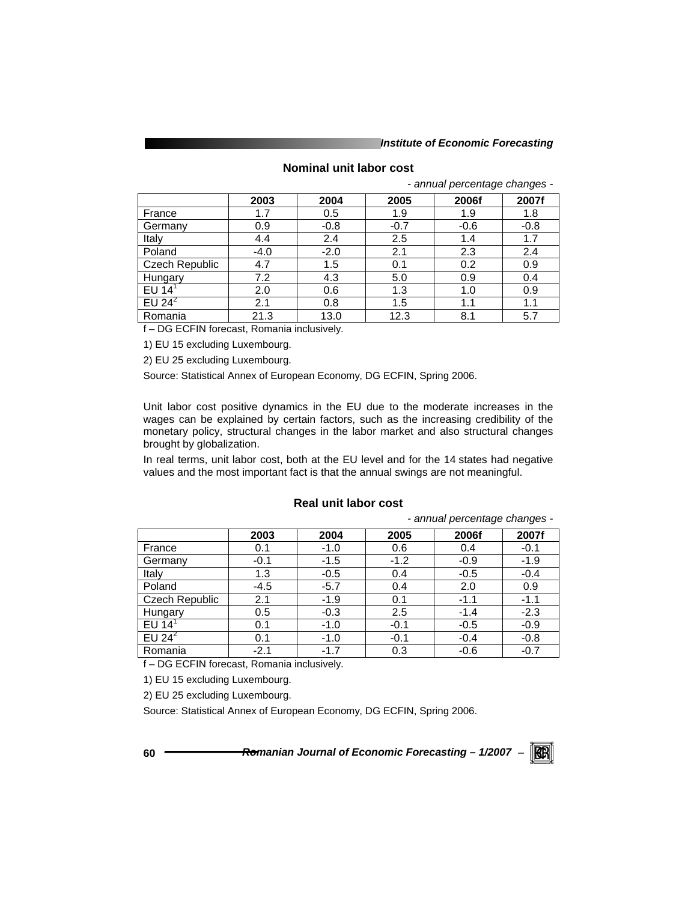**Nominal unit labor cost**

*- annual percentage changes -*

| | 2003 | 2004 | 2005 | 2006f | 2007f |
|---|---|---|---|---|---|
| France | 1.7 | 0.5 | 1.9 | 1.9 | 1.8 |
| Germany | 0.9 | -0.8 | -0.7 | -0.6 | -0.8 |
| Italy | 4.4 | 2.4 | 2.5 | 1.4 | 1.7 |
| Poland | -4.0 | -2.0 | 2.1 | 2.3 | 2.4 |
| Czech Republic | 4.7 | 1.5 | 0.1 | 0.2 | 0.9 |
| Hungary | 7.2 | 4.3 | 5.0 | 0.9 | 0.4 |
| EU 14[1] | 2.0 | 0.6 | 1.3 | 1.0 | 0.9 |
| EU 24[2] | 2.1 | 0.8 | 1.5 | 1.1 | 1.1 |
| Romania | 21.3 | 13.0 | 12.3 | 8.1 | 5.7 |

f – DG ECFIN forecast, Romania inclusively.

1) EU 15 excluding Luxembourg.

2) EU 25 excluding Luxembourg.

Source: Statistical Annex of European Economy, DG ECFIN, Spring 2006.

Unit labor cost positive dynamics in the EU due to the moderate increases in the wages can be explained by certain factors, such as the increasing credibility of the monetary policy, structural changes in the labor market and also structural changes brought by globalization.

In real terms, unit labor cost, both at the EU level and for the 14 states had negative values and the most important fact is that the annual swings are not meaningful.

**Real unit labor cost**

*- annual percentage changes -*

| | 2003 | 2004 | 2005 | 2006f | 2007f |
|---|---|---|---|---|---|
| France | 0.1 | -1.0 | 0.6 | 0.4 | -0.1 |
| Germany | -0.1 | -1.5 | -1.2 | -0.9 | -1.9 |
| Italy | 1.3 | -0.5 | 0.4 | -0.5 | -0.4 |
| Poland | -4.5 | -5.7 | 0.4 | 2.0 | 0.9 |
| Czech Republic | 2.1 | -1.9 | 0.1 | -1.1 | -1.1 |
| Hungary | 0.5 | -0.3 | 2.5 | -1.4 | -2.3 |
| EU 14[1] | 0.1 | -1.0 | -0.1 | -0.5 | -0.9 |
| EU 24[2] | 0.1 | -1.0 | -0.1 | -0.4 | -0.8 |
| Romania | -2.1 | -1.7 | 0.3 | -0.6 | -0.7 |

f – DG ECFIN forecast, Romania inclusively.

1) EU 15 excluding Luxembourg.

2) EU 25 excluding Luxembourg.

Source: Statistical Annex of European Economy, DG ECFIN, Spring 2006.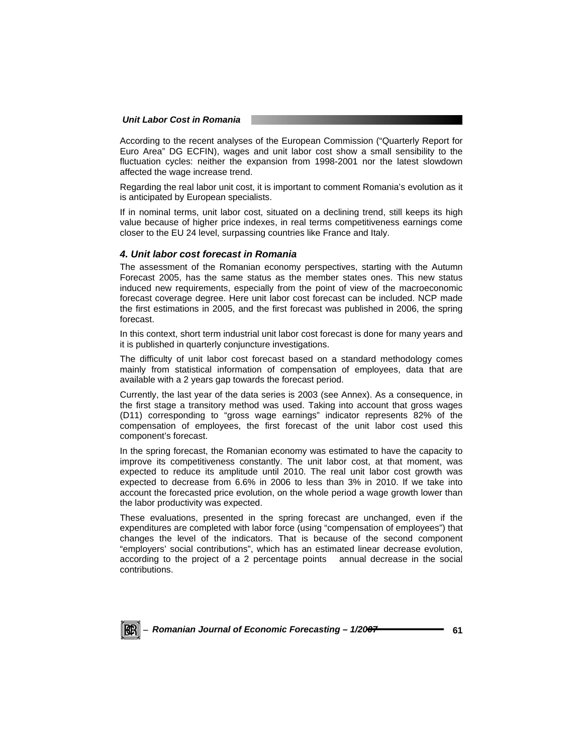According to the recent analyses of the European Commission ("Quarterly Report for Euro Area" DG ECFIN), wages and unit labor cost show a small sensibility to the fluctuation cycles: neither the expansion from 1998-2001 nor the latest slowdown affected the wage increase trend.

Regarding the real labor unit cost, it is important to comment Romania's evolution as it is anticipated by European specialists.

If in nominal terms, unit labor cost, situated on a declining trend, still keeps its high value because of higher price indexes, in real terms competitiveness earnings come closer to the EU 24 level, surpassing countries like France and Italy.

### *4. Unit labor cost forecast in Romania*

The assessment of the Romanian economy perspectives, starting with the Autumn Forecast 2005, has the same status as the member states ones. This new status induced new requirements, especially from the point of view of the macroeconomic forecast coverage degree. Here unit labor cost forecast can be included. NCP made the first estimations in 2005, and the first forecast was published in 2006, the spring forecast.

In this context, short term industrial unit labor cost forecast is done for many years and it is published in quarterly conjuncture investigations.

The difficulty of unit labor cost forecast based on a standard methodology comes mainly from statistical information of compensation of employees, data that are available with a 2 years gap towards the forecast period.

Currently, the last year of the data series is 2003 (see Annex). As a consequence, in the first stage a transitory method was used. Taking into account that gross wages (D11) corresponding to "gross wage earnings" indicator represents 82% of the compensation of employees, the first forecast of the unit labor cost used this component's forecast.

In the spring forecast, the Romanian economy was estimated to have the capacity to improve its competitiveness constantly. The unit labor cost, at that moment, was expected to reduce its amplitude until 2010. The real unit labor cost growth was expected to decrease from 6.6% in 2006 to less than 3% in 2010. If we take into account the forecasted price evolution, on the whole period a wage growth lower than the labor productivity was expected.

These evaluations, presented in the spring forecast are unchanged, even if the expenditures are completed with labor force (using "compensation of employees") that changes the level of the indicators. That is because of the second component "employers' social contributions", which has an estimated linear decrease evolution, according to the project of a 2 percentage points annual decrease in the social contributions.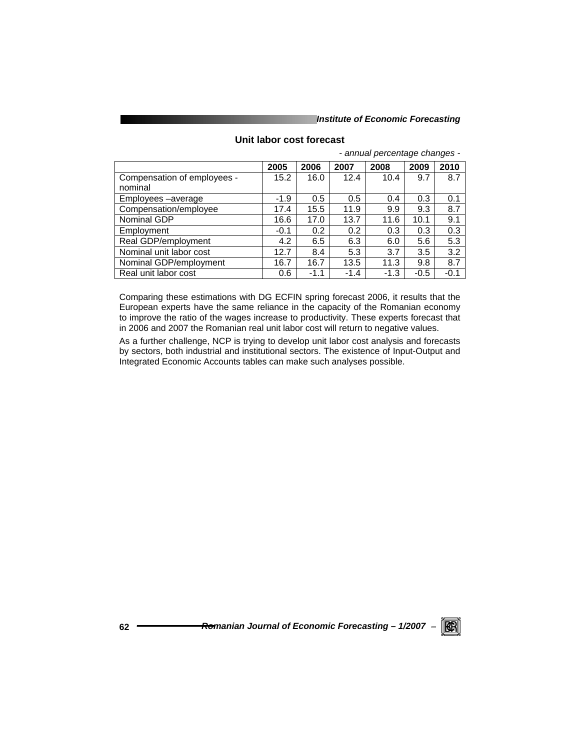**Unit labor cost forecast**

*- annual percentage changes -*

| | 2005 | 2006 | 2007 | 2008 | 2009 | 2010 |
|---|---|---|---|---|---|---|
| Compensation of employees - nominal | 15.2 | 16.0 | 12.4 | 10.4 | 9.7 | 8.7 |
| Employees –average | -1.9 | 0.5 | 0.5 | 0.4 | 0.3 | 0.1 |
| Compensation/employee | 17.4 | 15.5 | 11.9 | 9.9 | 9.3 | 8.7 |
| Nominal GDP | 16.6 | 17.0 | 13.7 | 11.6 | 10.1 | 9.1 |
| Employment | -0.1 | 0.2 | 0.2 | 0.3 | 0.3 | 0.3 |
| Real GDP/employment | 4.2 | 6.5 | 6.3 | 6.0 | 5.6 | 5.3 |
| Nominal unit labor cost | 12.7 | 8.4 | 5.3 | 3.7 | 3.5 | 3.2 |
| Nominal GDP/employment | 16.7 | 16.7 | 13.5 | 11.3 | 9.8 | 8.7 |
| Real unit labor cost | 0.6 | -1.1 | -1.4 | -1.3 | -0.5 | -0.1 |

Comparing these estimations with DG ECFIN spring forecast 2006, it results that the European experts have the same reliance in the capacity of the Romanian economy to improve the ratio of the wages increase to productivity. These experts forecast that in 2006 and 2007 the Romanian real unit labor cost will return to negative values.

As a further challenge, NCP is trying to develop unit labor cost analysis and forecasts by sectors, both industrial and institutional sectors. The existence of Input-Output and Integrated Economic Accounts tables can make such analyses possible.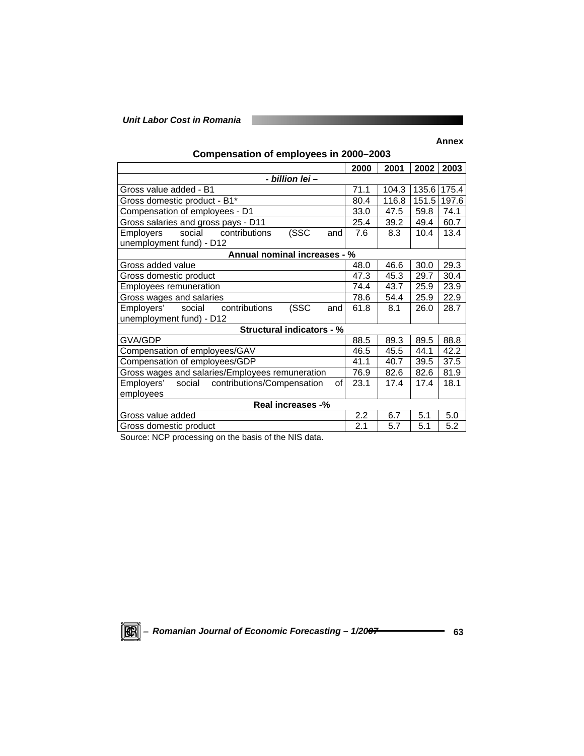**Annex**

**Compensation of employees in 2000–2003**

| | 2000 | 2001 | 2002 | 2003 |
|---|---|---|---|---|
| ***- billion lei –*** | | | | |
| Gross value added - B1 | 71.1 | 104.3 | 135.6 | 175.4 |
| Gross domestic product - B1* | 80.4 | 116.8 | 151.5 | 197.6 |
| Compensation of employees - D1 | 33.0 | 47.5 | 59.8 | 74.1 |
| Gross salaries and gross pays - D11 | 25.4 | 39.2 | 49.4 | 60.7 |
| Employers social contributions (SSC and unemployment fund) - D12 | 7.6 | 8.3 | 10.4 | 13.4 |
| **Annual nominal increases - %** | | | | |
| Gross added value | 48.0 | 46.6 | 30.0 | 29.3 |
| Gross domestic product | 47.3 | 45.3 | 29.7 | 30.4 |
| Employees remuneration | 74.4 | 43.7 | 25.9 | 23.9 |
| Gross wages and salaries | 78.6 | 54.4 | 25.9 | 22.9 |
| Employers' social contributions (SSC and unemployment fund) - D12 | 61.8 | 8.1 | 26.0 | 28.7 |
| **Structural indicators - %** | | | | |
| GVA/GDP | 88.5 | 89.3 | 89.5 | 88.8 |
| Compensation of employees/GAV | 46.5 | 45.5 | 44.1 | 42.2 |
| Compensation of employees/GDP | 41.1 | 40.7 | 39.5 | 37.5 |
| Gross wages and salaries/Employees remuneration | 76.9 | 82.6 | 82.6 | 81.9 |
| Employers' social contributions/Compensation of employees | 23.1 | 17.4 | 17.4 | 18.1 |
| **Real increases -%** | | | | |
| Gross value added | 2.2 | 6.7 | 5.1 | 5.0 |
| Gross domestic product | 2.1 | 5.7 | 5.1 | 5.2 |

Source: NCP processing on the basis of the NIS data.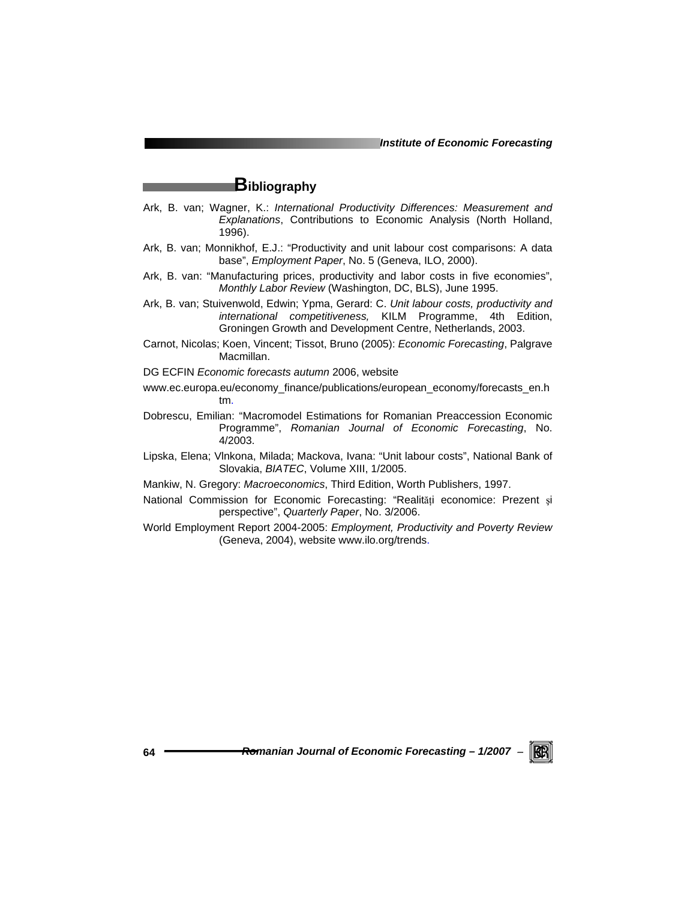## Bibliography

Ark, B. van; Wagner, K.: *International Productivity Differences: Measurement and Explanations*, Contributions to Economic Analysis (North Holland, 1996).

Ark, B. van; Monnikhof, E.J.: "Productivity and unit labour cost comparisons: A data base", *Employment Paper*, No. 5 (Geneva, ILO, 2000).

Ark, B. van: "Manufacturing prices, productivity and labor costs in five economies", *Monthly Labor Review* (Washington, DC, BLS), June 1995.

Ark, B. van; Stuivenwold, Edwin; Ypma, Gerard: C. *Unit labour costs, productivity and international competitiveness,* KILM Programme, 4th Edition, Groningen Growth and Development Centre, Netherlands, 2003.

Carnot, Nicolas; Koen, Vincent; Tissot, Bruno (2005): *Economic Forecasting*, Palgrave Macmillan.

DG ECFIN *Economic forecasts autumn* 2006, website

www.ec.europa.eu/economy_finance/publications/european_economy/forecasts_en.htm.

Dobrescu, Emilian: "Macromodel Estimations for Romanian Preaccession Economic Programme", *Romanian Journal of Economic Forecasting*, No. 4/2003.

Lipska, Elena; Vlnkona, Milada; Mackova, Ivana: "Unit labour costs", National Bank of Slovakia, *BIATEC*, Volume XIII, 1/2005.

Mankiw, N. Gregory: *Macroeconomics*, Third Edition, Worth Publishers, 1997.

National Commission for Economic Forecasting: "Realități economice: Prezent și perspective", *Quarterly Paper*, No. 3/2006.

World Employment Report 2004-2005: *Employment, Productivity and Poverty Review* (Geneva, 2004), website www.ilo.org/trends.